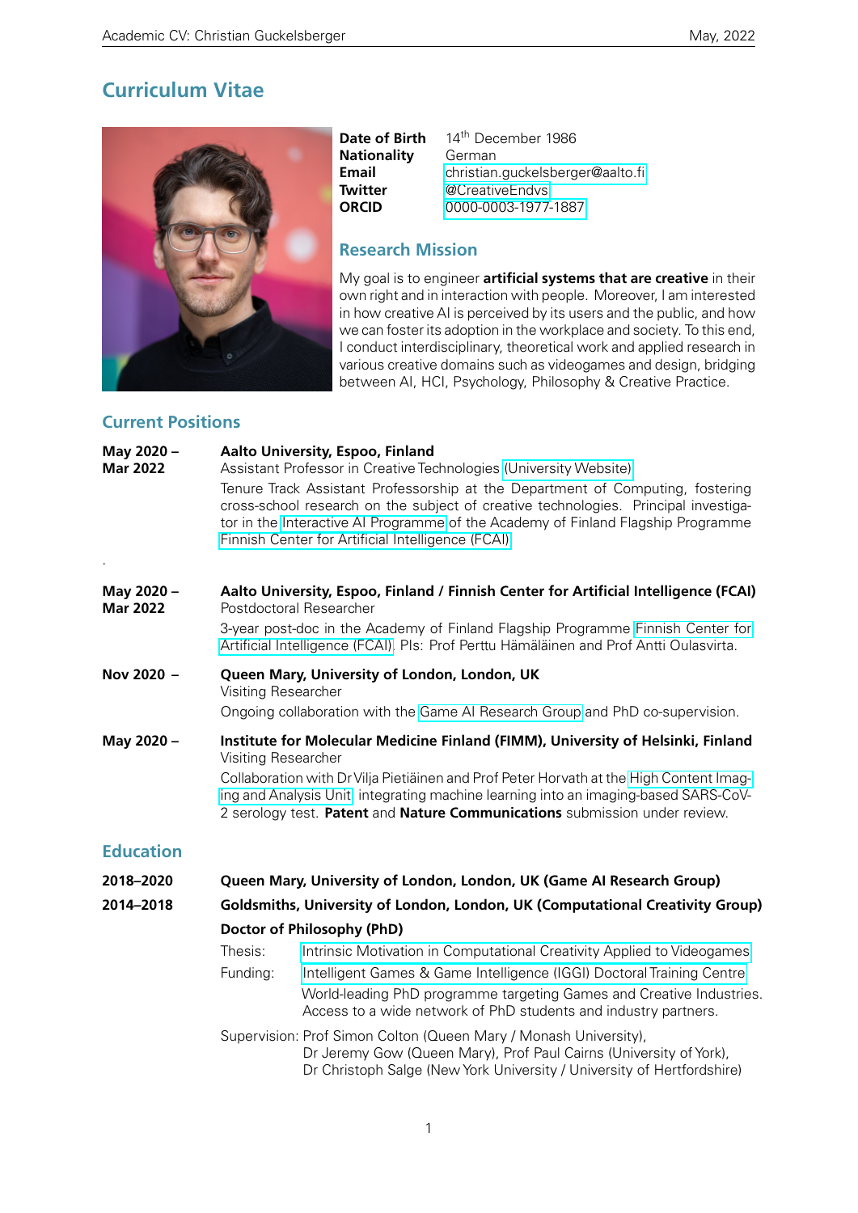# Curriculum Vitae

**Date of Birth** 14th December 1986
**Nationality** German
**Email** christian.guckelsberger@aalto.fi
**Twitter** @CreativeEndvs
**ORCID** 0000-0003-1977-1887

## Research Mission

My goal is to engineer **artificial systems that are creative** in their own right and in interaction with people. Moreover, I am interested in how creative AI is perceived by its users and the public, and how we can foster its adoption in the workplace and society. To this end, I conduct interdisciplinary, theoretical work and applied research in various creative domains such as videogames and design, bridging between AI, HCI, Psychology, Philosophy & Creative Practice.

## Current Positions

**May 2020 – Mar 2022**
**Aalto University, Espoo, Finland**
Assistant Professor in Creative Technologies (University Website)
Tenure Track Assistant Professorship at the Department of Computing, fostering cross-school research on the subject of creative technologies. Principal investigator in the Interactive AI Programme of the Academy of Finland Flagship Programme Finnish Center for Artificial Intelligence (FCAI)

.

**May 2020 – Mar 2022**
**Aalto University, Espoo, Finland / Finnish Center for Artificial Intelligence (FCAI)**
Postdoctoral Researcher
3-year post-doc in the Academy of Finland Flagship Programme Finnish Center for Artificial Intelligence (FCAI). PIs: Prof Perttu Hämäläinen and Prof Antti Oulasvirta.

**Nov 2020 –**
**Queen Mary, University of London, London, UK**
Visiting Researcher
Ongoing collaboration with the Game AI Research Group and PhD co-supervision.

**May 2020 –**
**Institute for Molecular Medicine Finland (FIMM), University of Helsinki, Finland**
Visiting Researcher
Collaboration with Dr Vilja Pietiäinen and Prof Peter Horvath at the High Content Imaging and Analysis Unit, integrating machine learning into an imaging-based SARS-CoV-2 serology test. **Patent** and **Nature Communications** submission under review.

## Education

**2018–2020** **Queen Mary, University of London, London, UK (Game AI Research Group)**
**2014–2018** **Goldsmiths, University of London, London, UK (Computational Creativity Group)**

**Doctor of Philosophy (PhD)**

Thesis: Intrinsic Motivation in Computational Creativity Applied to Videogames
Funding: Intelligent Games & Game Intelligence (IGGI) Doctoral Training Centre
World-leading PhD programme targeting Games and Creative Industries. Access to a wide network of PhD students and industry partners.

Supervision: Prof Simon Colton (Queen Mary / Monash University),
Dr Jeremy Gow (Queen Mary), Prof Paul Cairns (University of York),
Dr Christoph Salge (New York University / University of Hertfordshire)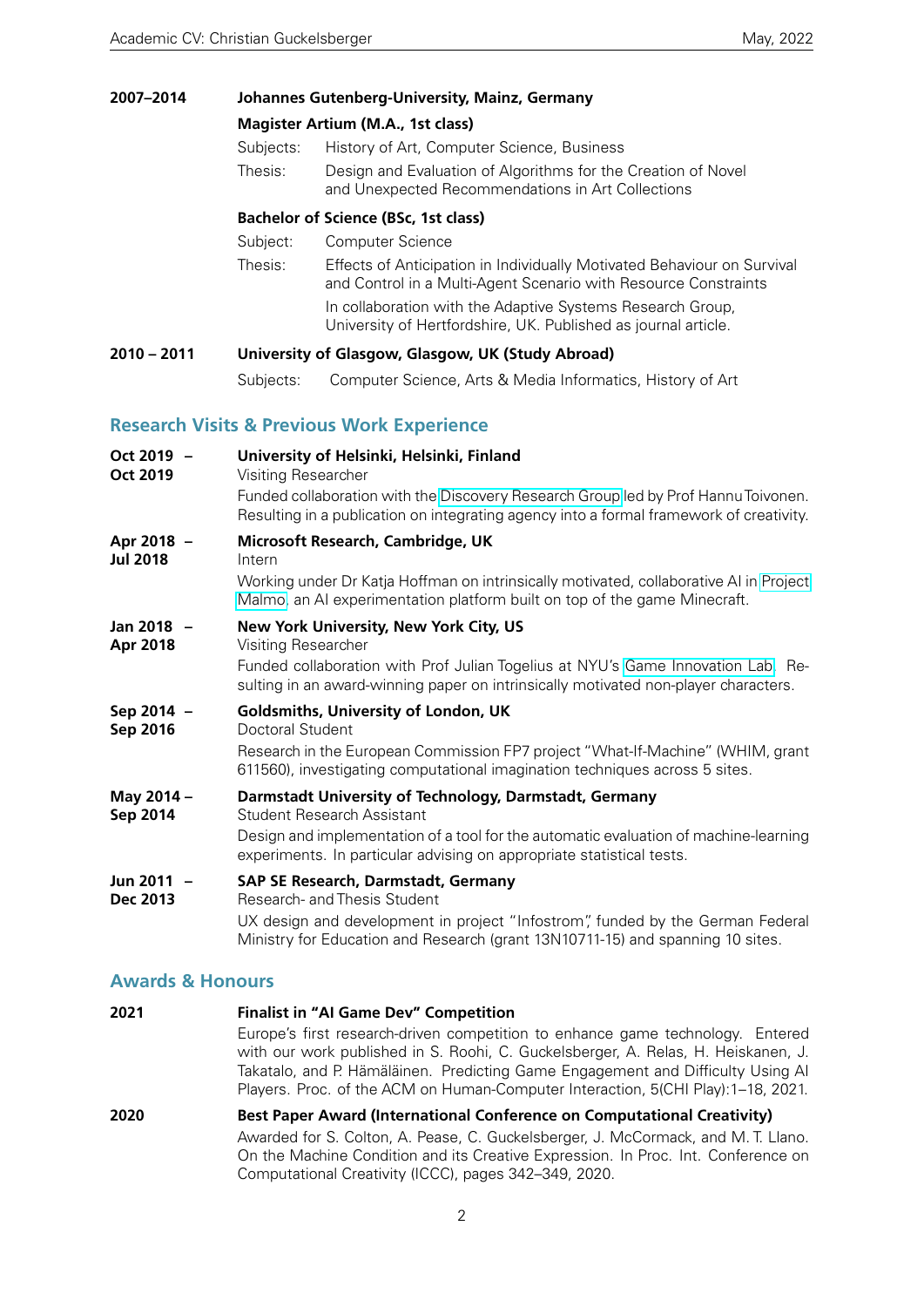**2007–2014** **Johannes Gutenberg-University, Mainz, Germany**

**Magister Artium (M.A., 1st class)**

Subjects: History of Art, Computer Science, Business

Thesis: Design and Evaluation of Algorithms for the Creation of Novel and Unexpected Recommendations in Art Collections

**Bachelor of Science (BSc, 1st class)**

Subject: Computer Science

Thesis: Effects of Anticipation in Individually Motivated Behaviour on Survival and Control in a Multi-Agent Scenario with Resource Constraints

In collaboration with the Adaptive Systems Research Group, University of Hertfordshire, UK. Published as journal article.

**2010 – 2011** **University of Glasgow, Glasgow, UK (Study Abroad)**

Subjects: Computer Science, Arts & Media Informatics, History of Art

## Research Visits & Previous Work Experience

**Oct 2019 – Oct 2019** **University of Helsinki, Helsinki, Finland**
Visiting Researcher

Funded collaboration with the Discovery Research Group led by Prof Hannu Toivonen. Resulting in a publication on integrating agency into a formal framework of creativity.

**Apr 2018 – Jul 2018** **Microsoft Research, Cambridge, UK**
Intern

Working under Dr Katja Hoffman on intrinsically motivated, collaborative AI in Project Malmo, an AI experimentation platform built on top of the game Minecraft.

**Jan 2018 – Apr 2018** **New York University, New York City, US**
Visiting Researcher

Funded collaboration with Prof Julian Togelius at NYU's Game Innovation Lab. Resulting in an award-winning paper on intrinsically motivated non-player characters.

**Sep 2014 – Sep 2016** **Goldsmiths, University of London, UK**
Doctoral Student

Research in the European Commission FP7 project "What-If-Machine" (WHIM, grant 611560), investigating computational imagination techniques across 5 sites.

**May 2014 – Sep 2014** **Darmstadt University of Technology, Darmstadt, Germany**
Student Research Assistant

Design and implementation of a tool for the automatic evaluation of machine-learning experiments. In particular advising on appropriate statistical tests.

**Jun 2011 – Dec 2013** **SAP SE Research, Darmstadt, Germany**
Research- and Thesis Student

UX design and development in project "Infostrom", funded by the German Federal Ministry for Education and Research (grant 13N10711-15) and spanning 10 sites.

## Awards & Honours

**2021** **Finalist in "AI Game Dev" Competition**

Europe's first research-driven competition to enhance game technology. Entered with our work published in S. Roohi, C. Guckelsberger, A. Relas, H. Heiskanen, J. Takatalo, and P. Hämäläinen. Predicting Game Engagement and Difficulty Using AI Players. Proc. of the ACM on Human-Computer Interaction, 5(CHI Play):1–18, 2021.

**2020** **Best Paper Award (International Conference on Computational Creativity)**

Awarded for S. Colton, A. Pease, C. Guckelsberger, J. McCormack, and M. T. Llano. On the Machine Condition and its Creative Expression. In Proc. Int. Conference on Computational Creativity (ICCC), pages 342–349, 2020.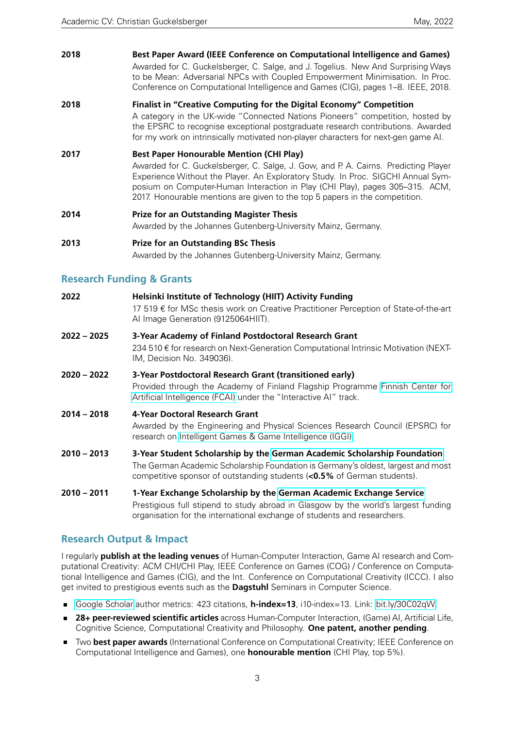**2018** — **Best Paper Award (IEEE Conference on Computational Intelligence and Games)**
Awarded for C. Guckelsberger, C. Salge, and J. Togelius. New And Surprising Ways to be Mean: Adversarial NPCs with Coupled Empowerment Minimisation. In Proc. Conference on Computational Intelligence and Games (CIG), pages 1–8. IEEE, 2018.

**2018** — **Finalist in "Creative Computing for the Digital Economy" Competition**
A category in the UK-wide "Connected Nations Pioneers" competition, hosted by the EPSRC to recognise exceptional postgraduate research contributions. Awarded for my work on intrinsically motivated non-player characters for next-gen game AI.

**2017** — **Best Paper Honourable Mention (CHI Play)**
Awarded for C. Guckelsberger, C. Salge, J. Gow, and P. A. Cairns. Predicting Player Experience Without the Player. An Exploratory Study. In Proc. SIGCHI Annual Symposium on Computer-Human Interaction in Play (CHI Play), pages 305–315. ACM, 2017. Honourable mentions are given to the top 5 papers in the competition.

**2014** — **Prize for an Outstanding Magister Thesis**
Awarded by the Johannes Gutenberg-University Mainz, Germany.

**2013** — **Prize for an Outstanding BSc Thesis**
Awarded by the Johannes Gutenberg-University Mainz, Germany.

## Research Funding & Grants

**2022** — **Helsinki Institute of Technology (HIIT) Activity Funding**
17 519 € for MSc thesis work on Creative Practitioner Perception of State-of-the-art AI Image Generation (9125064HIIT).

**2022 – 2025** — **3-Year Academy of Finland Postdoctoral Research Grant**
234 510 € for research on Next-Generation Computational Intrinsic Motivation (NEXT-IM, Decision No. 349036).

**2020 – 2022** — **3-Year Postdoctoral Research Grant (transitioned early)**
Provided through the Academy of Finland Flagship Programme Finnish Center for Artificial Intelligence (FCAI) under the "Interactive AI" track.

**2014 – 2018** — **4-Year Doctoral Research Grant**
Awarded by the Engineering and Physical Sciences Research Council (EPSRC) for research on Intelligent Games & Game Intelligence (IGGI).

**2010 – 2013** — **3-Year Student Scholarship by the German Academic Scholarship Foundation**
The German Academic Scholarship Foundation is Germany's oldest, largest and most competitive sponsor of outstanding students (**<0.5%** of German students).

**2010 – 2011** — **1-Year Exchange Scholarship by the German Academic Exchange Service**
Prestigious full stipend to study abroad in Glasgow by the world's largest funding organisation for the international exchange of students and researchers.

## Research Output & Impact

I regularly **publish at the leading venues** of Human-Computer Interaction, Game AI research and Computational Creativity: ACM CHI/CHI Play, IEEE Conference on Games (COG) / Conference on Computational Intelligence and Games (CIG), and the Int. Conference on Computational Creativity (ICCC). I also get invited to prestigious events such as the **Dagstuhl** Seminars in Computer Science.

- Google Scholar author metrics: 423 citations, **h-index=13**, i10-index=13. Link: bit.ly/30C02qW
- **28+ peer-reviewed scientific articles** across Human-Computer Interaction, (Game) AI, Artificial Life, Cognitive Science, Computational Creativity and Philosophy. **One patent, another pending**.
- Two **best paper awards** (International Conference on Computational Creativity; IEEE Conference on Computational Intelligence and Games), one **honourable mention** (CHI Play, top 5%).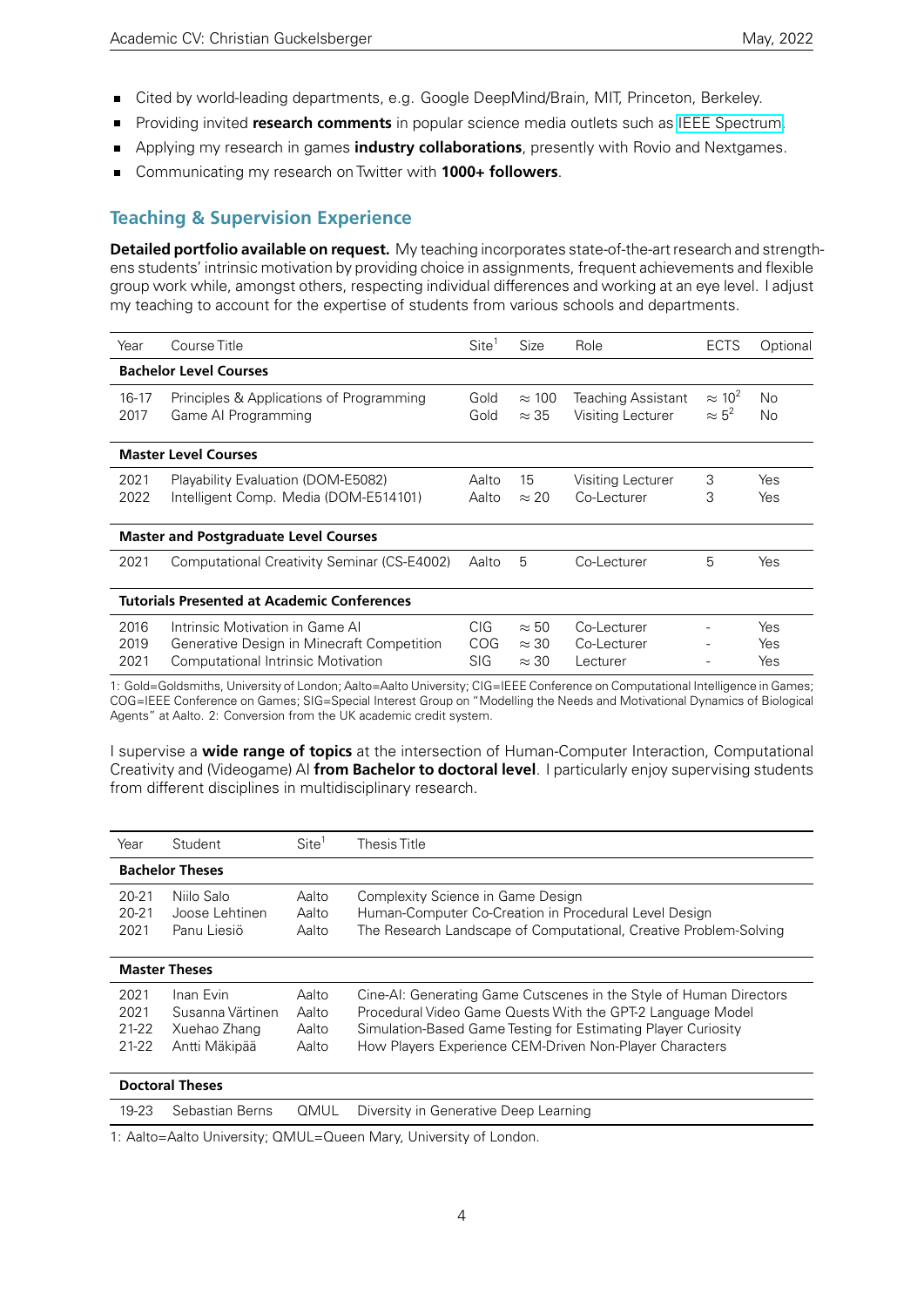- Cited by world-leading departments, e.g. Google DeepMind/Brain, MIT, Princeton, Berkeley.
- Providing invited **research comments** in popular science media outlets such as IEEE Spectrum.
- Applying my research in games **industry collaborations**, presently with Rovio and Nextgames.
- Communicating my research on Twitter with **1000+ followers**.

## Teaching & Supervision Experience

**Detailed portfolio available on request.** My teaching incorporates state-of-the-art research and strengthens students' intrinsic motivation by providing choice in assignments, frequent achievements and flexible group work while, amongst others, respecting individual differences and working at an eye level. I adjust my teaching to account for the expertise of students from various schools and departments.

| Year | Course Title | Site[1] | Size | Role | ECTS | Optional |
|---|---|---|---|---|---|---|
| **Bachelor Level Courses** | | | | | | |
| 16-17 | Principles & Applications of Programming | Gold | $\approx 100$ | Teaching Assistant | $\approx 10$[2] | No |
| 2017 | Game AI Programming | Gold | $\approx 35$ | Visiting Lecturer | $\approx 5$[2] | No |
| **Master Level Courses** | | | | | | |
| 2021 | Playability Evaluation (DOM-E5082) | Aalto | 15 | Visiting Lecturer | 3 | Yes |
| 2022 | Intelligent Comp. Media (DOM-E514101) | Aalto | $\approx 20$ | Co-Lecturer | 3 | Yes |
| **Master and Postgraduate Level Courses** | | | | | | |
| 2021 | Computational Creativity Seminar (CS-E4002) | Aalto | 5 | Co-Lecturer | 5 | Yes |
| **Tutorials Presented at Academic Conferences** | | | | | | |
| 2016 | Intrinsic Motivation in Game AI | CIG | $\approx 50$ | Co-Lecturer | - | Yes |
| 2019 | Generative Design in Minecraft Competition | COG | $\approx 30$ | Co-Lecturer | - | Yes |
| 2021 | Computational Intrinsic Motivation | SIG | $\approx 30$ | Lecturer | - | Yes |

1: Gold=Goldsmiths, University of London; Aalto=Aalto University; CIG=IEEE Conference on Computational Intelligence in Games; COG=IEEE Conference on Games; SIG=Special Interest Group on "Modelling the Needs and Motivational Dynamics of Biological Agents" at Aalto. 2: Conversion from the UK academic credit system.

I supervise a **wide range of topics** at the intersection of Human-Computer Interaction, Computational Creativity and (Videogame) AI **from Bachelor to doctoral level**. I particularly enjoy supervising students from different disciplines in multidisciplinary research.

| Year | Student | Site[1] | Thesis Title |
|---|---|---|---|
| **Bachelor Theses** | | | |
| 20-21 | Niilo Salo | Aalto | Complexity Science in Game Design |
| 20-21 | Joose Lehtinen | Aalto | Human-Computer Co-Creation in Procedural Level Design |
| 2021 | Panu Liesiö | Aalto | The Research Landscape of Computational, Creative Problem-Solving |
| **Master Theses** | | | |
| 2021 | Inan Evin | Aalto | Cine-AI: Generating Game Cutscenes in the Style of Human Directors |
| 2021 | Susanna Värtinen | Aalto | Procedural Video Game Quests With the GPT-2 Language Model |
| 21-22 | Xuehao Zhang | Aalto | Simulation-Based Game Testing for Estimating Player Curiosity |
| 21-22 | Antti Mäkipää | Aalto | How Players Experience CEM-Driven Non-Player Characters |
| **Doctoral Theses** | | | |
| 19-23 | Sebastian Berns | QMUL | Diversity in Generative Deep Learning |

1: Aalto=Aalto University; QMUL=Queen Mary, University of London.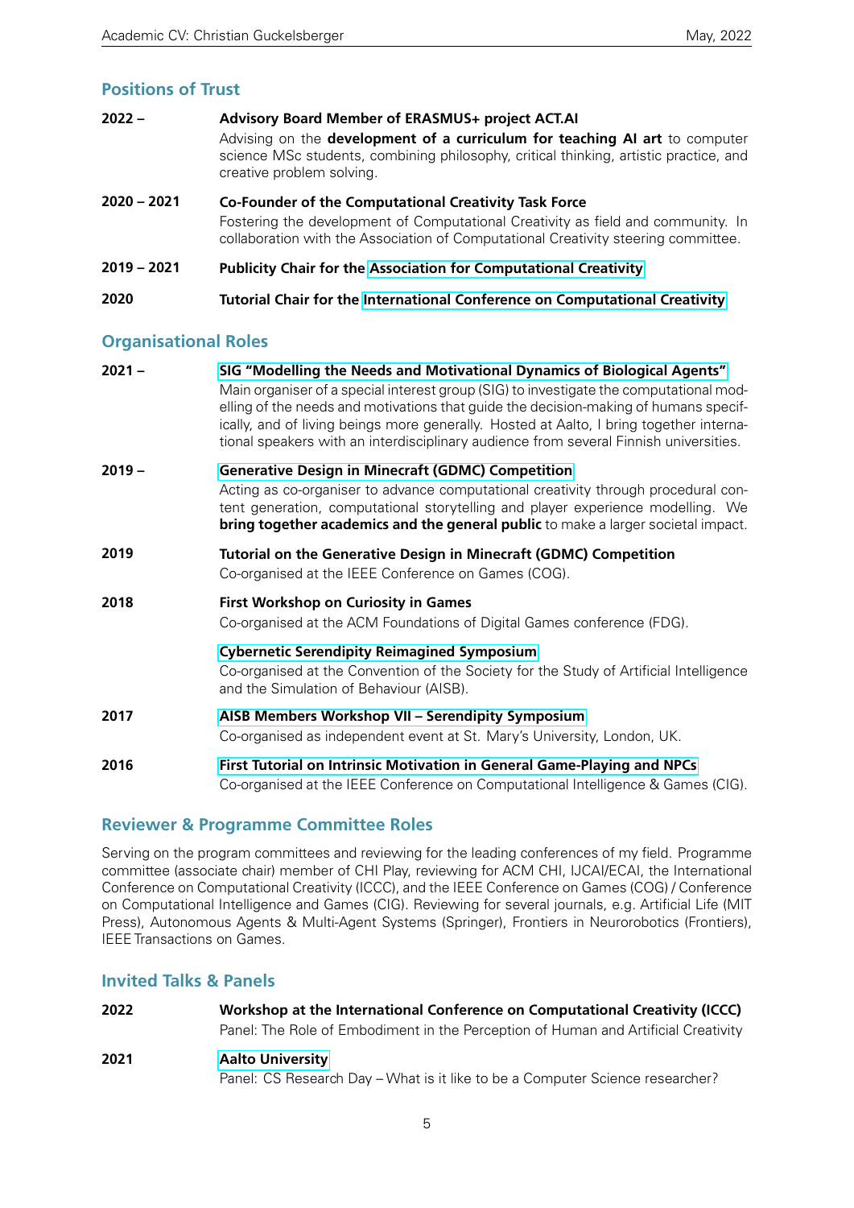## Positions of Trust

**2022 –** **Advisory Board Member of ERASMUS+ project ACT.AI**
Advising on the **development of a curriculum for teaching AI art** to computer science MSc students, combining philosophy, critical thinking, artistic practice, and creative problem solving.

**2020 – 2021** **Co-Founder of the Computational Creativity Task Force**
Fostering the development of Computational Creativity as field and community. In collaboration with the Association of Computational Creativity steering committee.

**2019 – 2021** **Publicity Chair for the Association for Computational Creativity**

**2020** **Tutorial Chair for the International Conference on Computational Creativity**

## Organisational Roles

**2021 –** **SIG "Modelling the Needs and Motivational Dynamics of Biological Agents"**
Main organiser of a special interest group (SIG) to investigate the computational modelling of the needs and motivations that guide the decision-making of humans specifically, and of living beings more generally. Hosted at Aalto, I bring together international speakers with an interdisciplinary audience from several Finnish universities.

**2019 –** **Generative Design in Minecraft (GDMC) Competition**
Acting as co-organiser to advance computational creativity through procedural content generation, computational storytelling and player experience modelling. We **bring together academics and the general public** to make a larger societal impact.

**2019** **Tutorial on the Generative Design in Minecraft (GDMC) Competition**
Co-organised at the IEEE Conference on Games (COG).

**2018** **First Workshop on Curiosity in Games**
Co-organised at the ACM Foundations of Digital Games conference (FDG).

**Cybernetic Serendipity Reimagined Symposium**
Co-organised at the Convention of the Society for the Study of Artificial Intelligence and the Simulation of Behaviour (AISB).

**2017** **AISB Members Workshop VII – Serendipity Symposium**
Co-organised as independent event at St. Mary's University, London, UK.

**2016** **First Tutorial on Intrinsic Motivation in General Game-Playing and NPCs**
Co-organised at the IEEE Conference on Computational Intelligence & Games (CIG).

## Reviewer & Programme Committee Roles

Serving on the program committees and reviewing for the leading conferences of my field. Programme committee (associate chair) member of CHI Play, reviewing for ACM CHI, IJCAI/ECAI, the International Conference on Computational Creativity (ICCC), and the IEEE Conference on Games (COG) / Conference on Computational Intelligence and Games (CIG). Reviewing for several journals, e.g. Artificial Life (MIT Press), Autonomous Agents & Multi-Agent Systems (Springer), Frontiers in Neurorobotics (Frontiers), IEEE Transactions on Games.

## Invited Talks & Panels

**2022** **Workshop at the International Conference on Computational Creativity (ICCC)**
Panel: The Role of Embodiment in the Perception of Human and Artificial Creativity

**2021** **Aalto University**
Panel: CS Research Day – What is it like to be a Computer Science researcher?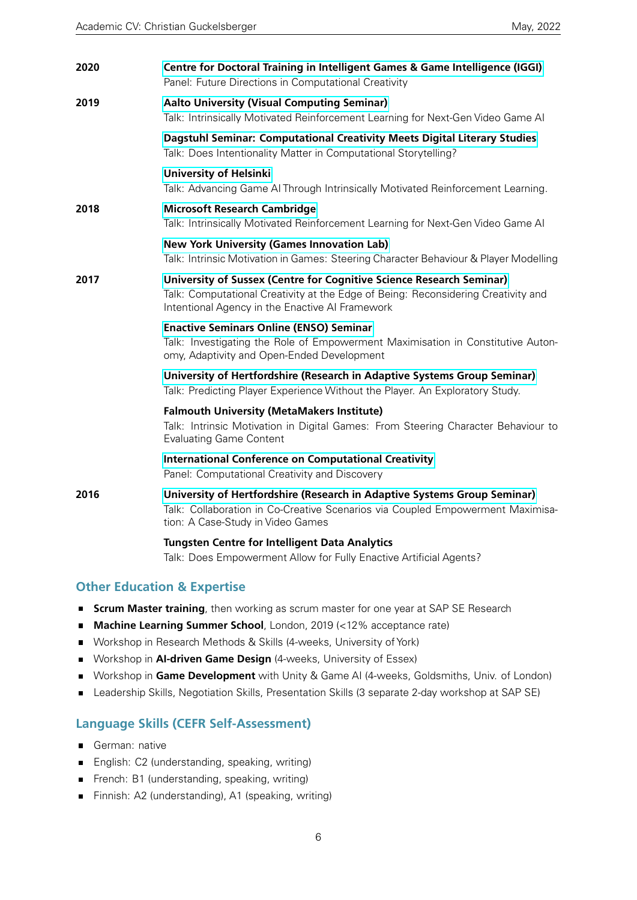**2020** **Centre for Doctoral Training in Intelligent Games & Game Intelligence (IGGI)**
Panel: Future Directions in Computational Creativity

**2019** **Aalto University (Visual Computing Seminar)**
Talk: Intrinsically Motivated Reinforcement Learning for Next-Gen Video Game AI

**Dagstuhl Seminar: Computational Creativity Meets Digital Literary Studies**
Talk: Does Intentionality Matter in Computational Storytelling?

**University of Helsinki**
Talk: Advancing Game AI Through Intrinsically Motivated Reinforcement Learning.

**2018** **Microsoft Research Cambridge**
Talk: Intrinsically Motivated Reinforcement Learning for Next-Gen Video Game AI

**New York University (Games Innovation Lab)**
Talk: Intrinsic Motivation in Games: Steering Character Behaviour & Player Modelling

**2017** **University of Sussex (Centre for Cognitive Science Research Seminar)**
Talk: Computational Creativity at the Edge of Being: Reconsidering Creativity and Intentional Agency in the Enactive AI Framework

**Enactive Seminars Online (ENSO) Seminar**
Talk: Investigating the Role of Empowerment Maximisation in Constitutive Autonomy, Adaptivity and Open-Ended Development

**University of Hertfordshire (Research in Adaptive Systems Group Seminar)**
Talk: Predicting Player Experience Without the Player. An Exploratory Study.

**Falmouth University (MetaMakers Institute)**
Talk: Intrinsic Motivation in Digital Games: From Steering Character Behaviour to Evaluating Game Content

**International Conference on Computational Creativity**
Panel: Computational Creativity and Discovery

**2016** **University of Hertfordshire (Research in Adaptive Systems Group Seminar)**
Talk: Collaboration in Co-Creative Scenarios via Coupled Empowerment Maximisation: A Case-Study in Video Games

**Tungsten Centre for Intelligent Data Analytics**
Talk: Does Empowerment Allow for Fully Enactive Artificial Agents?

## Other Education & Expertise

- **Scrum Master training**, then working as scrum master for one year at SAP SE Research
- **Machine Learning Summer School**, London, 2019 (<12% acceptance rate)
- Workshop in Research Methods & Skills (4-weeks, University of York)
- Workshop in **AI-driven Game Design** (4-weeks, University of Essex)
- Workshop in **Game Development** with Unity & Game AI (4-weeks, Goldsmiths, Univ. of London)
- Leadership Skills, Negotiation Skills, Presentation Skills (3 separate 2-day workshop at SAP SE)

## Language Skills (CEFR Self-Assessment)

- German: native
- English: C2 (understanding, speaking, writing)
- French: B1 (understanding, speaking, writing)
- Finnish: A2 (understanding), A1 (speaking, writing)